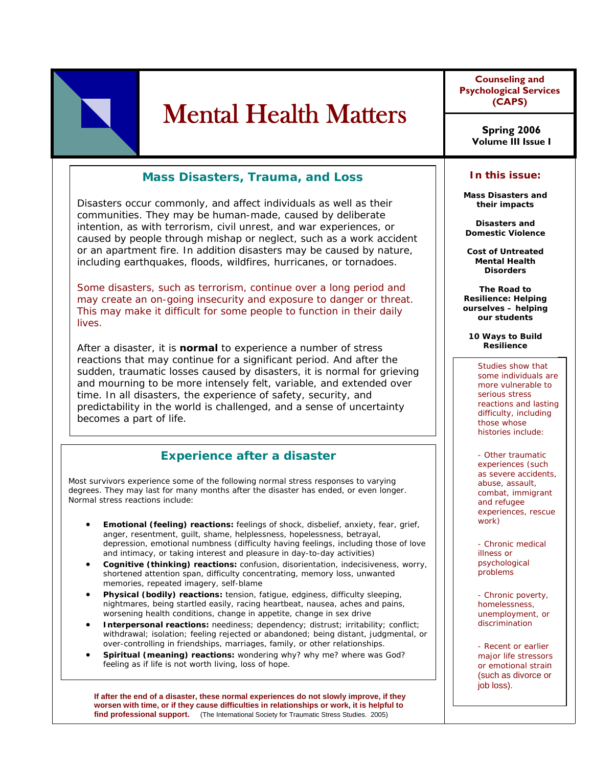# Mental Health Matters

**Counseling and Psychological Services (CAPS)**

**Spring 2006**
**Volume III Issue I**

## Mass Disasters, Trauma, and Loss

Disasters occur commonly, and affect individuals as well as their communities. They may be human-made, caused by deliberate intention, as with terrorism, civil unrest, and war experiences, or caused by people through mishap or neglect, such as a work accident or an apartment fire. In addition disasters may be caused by nature, including earthquakes, floods, wildfires, hurricanes, or tornadoes.

Some disasters, such as terrorism, continue over a long period and may create an on-going insecurity and exposure to danger or threat. This may make it difficult for some people to function in their daily lives.

After a disaster, it is **normal** to experience a number of stress reactions that may continue for a significant period. And after the sudden, traumatic losses caused by disasters, it is normal for grieving and mourning to be more intensely felt, variable, and extended over time. In all disasters, the experience of safety, security, and predictability in the world is challenged, and a sense of uncertainty becomes a part of life.

## Experience after a disaster

Most survivors experience some of the following normal stress responses to varying degrees. They may last for many months after the disaster has ended, or even longer. Normal stress reactions include:

- **Emotional (feeling) reactions:** feelings of shock, disbelief, anxiety, fear, grief, anger, resentment, guilt, shame, helplessness, hopelessness, betrayal, depression, emotional numbness (difficulty having feelings, including those of love and intimacy, or taking interest and pleasure in day-to-day activities)
- **Cognitive (thinking) reactions:** confusion, disorientation, indecisiveness, worry, shortened attention span, difficulty concentrating, memory loss, unwanted memories, repeated imagery, self-blame
- **Physical (bodily) reactions:** tension, fatigue, edginess, difficulty sleeping, nightmares, being startled easily, racing heartbeat, nausea, aches and pains, worsening health conditions, change in appetite, change in sex drive
- **Interpersonal reactions:** neediness; dependency; distrust; irritability; conflict; withdrawal; isolation; feeling rejected or abandoned; being distant, judgmental, or over-controlling in friendships, marriages, family, or other relationships.
- **Spiritual (meaning) reactions:** wondering why? why me? where was God? feeling as if life is not worth living, loss of hope.

**If after the end of a disaster, these normal experiences do not slowly improve, if they worsen with time, or if they cause difficulties in relationships or work, it is helpful to find professional support.** (The International Society for Traumatic Stress Studies. 2005)

### In this issue:

- **Mass Disasters and their impacts**
- **Disasters and Domestic Violence**
- **Cost of Untreated Mental Health Disorders**
- **The Road to Resilience: Helping ourselves – helping our students**
- **10 Ways to Build Resilience**

Studies show that some individuals are more vulnerable to serious stress reactions and lasting difficulty, including those whose histories include:

- Other traumatic experiences (such as severe accidents, abuse, assault, combat, immigrant and refugee experiences, rescue work)

- Chronic medical illness or psychological problems

- Chronic poverty, homelessness, unemployment, or discrimination

- Recent or earlier major life stressors or emotional strain (such as divorce or job loss).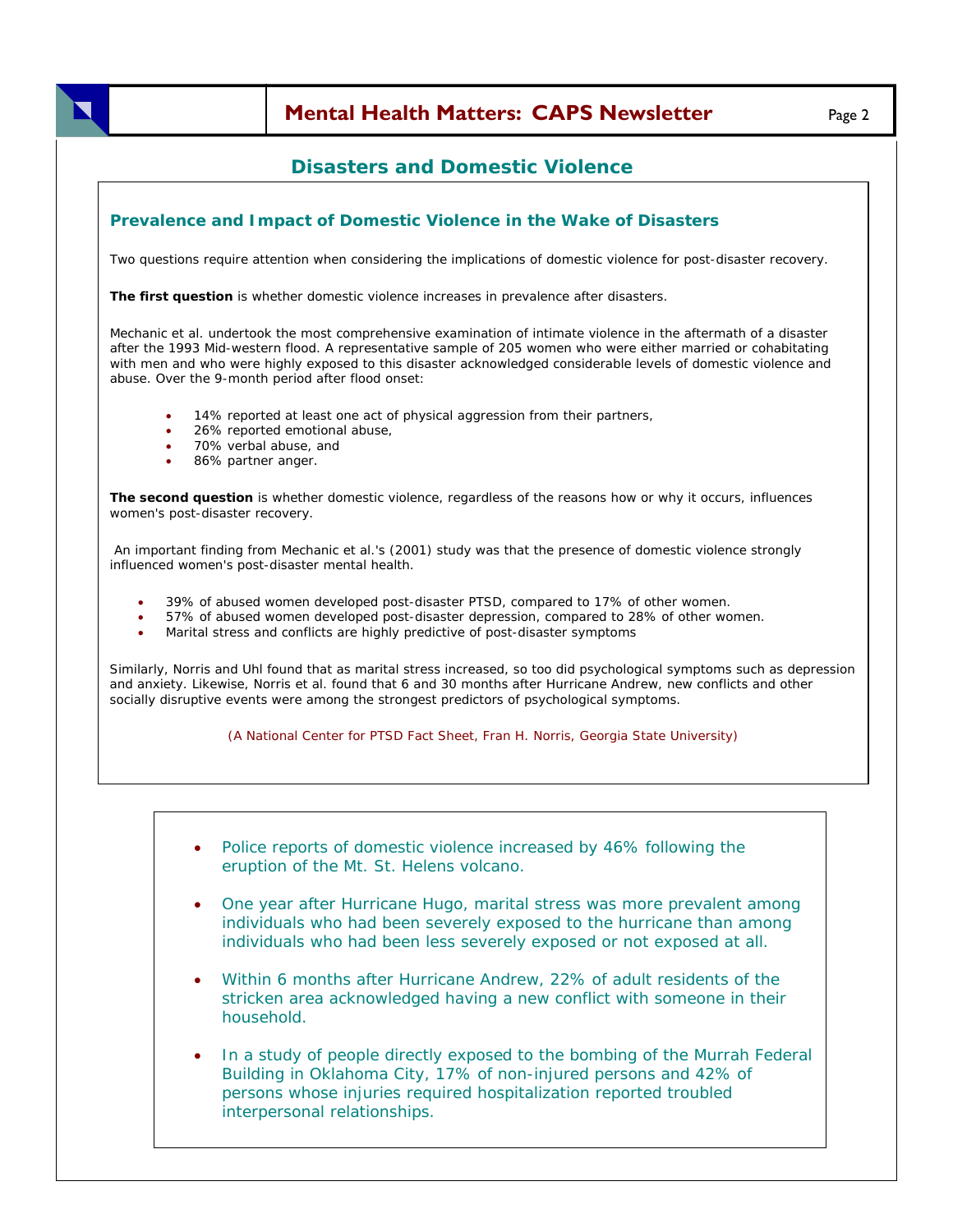## Disasters and Domestic Violence

### Prevalence and Impact of Domestic Violence in the Wake of Disasters

Two questions require attention when considering the implications of domestic violence for post-disaster recovery.

**The first question** is whether domestic violence increases in prevalence after disasters.

Mechanic et al. undertook the most comprehensive examination of intimate violence in the aftermath of a disaster after the 1993 Mid-western flood. A representative sample of 205 women who were either married or cohabitating with men and who were highly exposed to this disaster acknowledged considerable levels of domestic violence and abuse. Over the 9-month period after flood onset:

- 14% reported at least one act of physical aggression from their partners,
- 26% reported emotional abuse,
- 70% verbal abuse, and
- 86% partner anger.

**The second question** is whether domestic violence, regardless of the reasons how or why it occurs, influences women's post-disaster recovery.

An important finding from Mechanic et al.'s (2001) study was that the presence of domestic violence strongly influenced women's post-disaster mental health.

- 39% of abused women developed post-disaster PTSD, compared to 17% of other women.
- 57% of abused women developed post-disaster depression, compared to 28% of other women.
- Marital stress and conflicts are highly predictive of post-disaster symptoms

Similarly, Norris and Uhl found that as marital stress increased, so too did psychological symptoms such as depression and anxiety. Likewise, Norris et al. found that 6 and 30 months after Hurricane Andrew, new conflicts and other socially disruptive events were among the strongest predictors of psychological symptoms.

(A National Center for PTSD Fact Sheet, Fran H. Norris, Georgia State University)

- Police reports of domestic violence increased by 46% following the eruption of the Mt. St. Helens volcano.
- One year after Hurricane Hugo, marital stress was more prevalent among individuals who had been severely exposed to the hurricane than among individuals who had been less severely exposed or not exposed at all.
- Within 6 months after Hurricane Andrew, 22% of adult residents of the stricken area acknowledged having a new conflict with someone in their household.
- In a study of people directly exposed to the bombing of the Murrah Federal Building in Oklahoma City, 17% of non-injured persons and 42% of persons whose injuries required hospitalization reported troubled interpersonal relationships.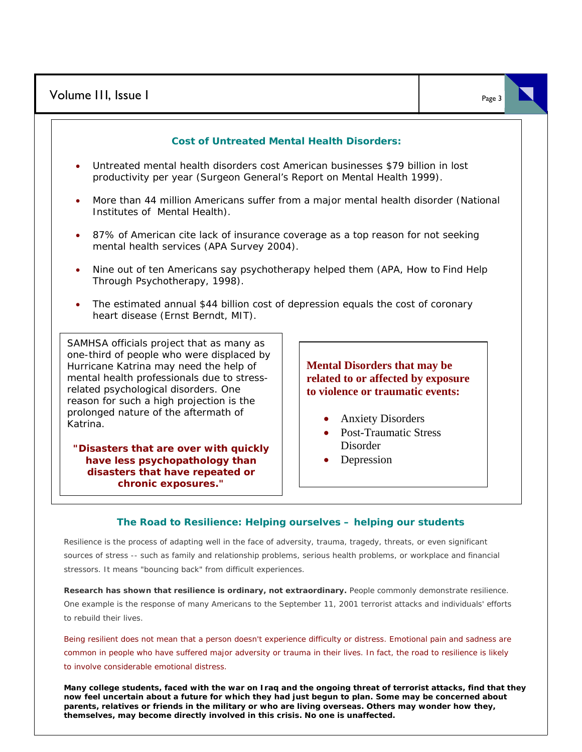## Cost of Untreated Mental Health Disorders:

- Untreated mental health disorders cost American businesses $79 billion in lost productivity per year (Surgeon General's Report on Mental Health 1999).
- More than 44 million Americans suffer from a major mental health disorder (National Institutes of Mental Health).
- 87% of American cite lack of insurance coverage as a top reason for not seeking mental health services (APA Survey 2004).
- Nine out of ten Americans say psychotherapy helped them (APA, How to Find Help Through Psychotherapy, 1998).
- The estimated annual $44 billion cost of depression equals the cost of coronary heart disease (Ernst Berndt, MIT).

SAMHSA officials project that as many as one-third of people who were displaced by Hurricane Katrina may need the help of mental health professionals due to stress-related psychological disorders. One reason for such a high projection is the prolonged nature of the aftermath of Katrina.

**"Disasters that are over with quickly have less psychopathology than disasters that have repeated or chronic exposures."**

### Mental Disorders that may be related to or affected by exposure to violence or traumatic events:

- Anxiety Disorders
- Post-Traumatic Stress Disorder
- Depression

## The Road to Resilience: Helping ourselves – helping our students

Resilience is the process of adapting well in the face of adversity, trauma, tragedy, threats, or even significant sources of stress -- such as family and relationship problems, serious health problems, or workplace and financial stressors. It means "bouncing back" from difficult experiences.

**Research has shown that resilience is ordinary, not extraordinary.** People commonly demonstrate resilience. One example is the response of many Americans to the September 11, 2001 terrorist attacks and individuals' efforts to rebuild their lives.

Being resilient does not mean that a person doesn't experience difficulty or distress. Emotional pain and sadness are common in people who have suffered major adversity or trauma in their lives. In fact, the road to resilience is likely to involve considerable emotional distress.

**Many college students, faced with the war on Iraq and the ongoing threat of terrorist attacks, find that they now feel uncertain about a future for which they had just begun to plan. Some may be concerned about parents, relatives or friends in the military or who are living overseas. Others may wonder how they, themselves, may become directly involved in this crisis. No one is unaffected.**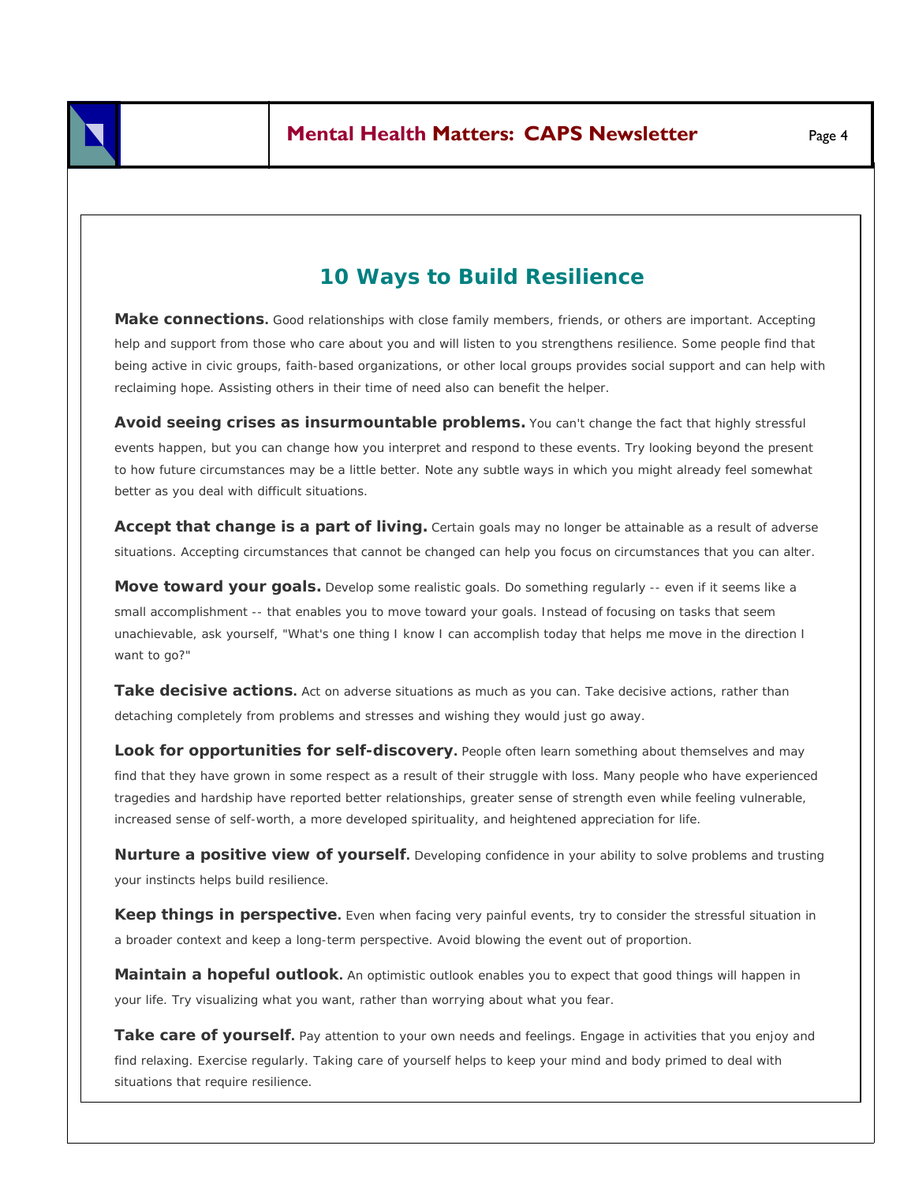## 10 Ways to Build Resilience

**Make connections.** Good relationships with close family members, friends, or others are important. Accepting help and support from those who care about you and will listen to you strengthens resilience. Some people find that being active in civic groups, faith-based organizations, or other local groups provides social support and can help with reclaiming hope. Assisting others in their time of need also can benefit the helper.

**Avoid seeing crises as insurmountable problems.** You can't change the fact that highly stressful events happen, but you can change how you interpret and respond to these events. Try looking beyond the present to how future circumstances may be a little better. Note any subtle ways in which you might already feel somewhat better as you deal with difficult situations.

**Accept that change is a part of living.** Certain goals may no longer be attainable as a result of adverse situations. Accepting circumstances that cannot be changed can help you focus on circumstances that you can alter.

**Move toward your goals.** Develop some realistic goals. Do something regularly -- even if it seems like a small accomplishment -- that enables you to move toward your goals. Instead of focusing on tasks that seem unachievable, ask yourself, "What's one thing I know I can accomplish today that helps me move in the direction I want to go?"

**Take decisive actions.** Act on adverse situations as much as you can. Take decisive actions, rather than detaching completely from problems and stresses and wishing they would just go away.

**Look for opportunities for self-discovery.** People often learn something about themselves and may find that they have grown in some respect as a result of their struggle with loss. Many people who have experienced tragedies and hardship have reported better relationships, greater sense of strength even while feeling vulnerable, increased sense of self-worth, a more developed spirituality, and heightened appreciation for life.

**Nurture a positive view of yourself.** Developing confidence in your ability to solve problems and trusting your instincts helps build resilience.

**Keep things in perspective.** Even when facing very painful events, try to consider the stressful situation in a broader context and keep a long-term perspective. Avoid blowing the event out of proportion.

**Maintain a hopeful outlook.** An optimistic outlook enables you to expect that good things will happen in your life. Try visualizing what you want, rather than worrying about what you fear.

**Take care of yourself.** Pay attention to your own needs and feelings. Engage in activities that you enjoy and find relaxing. Exercise regularly. Taking care of yourself helps to keep your mind and body primed to deal with situations that require resilience.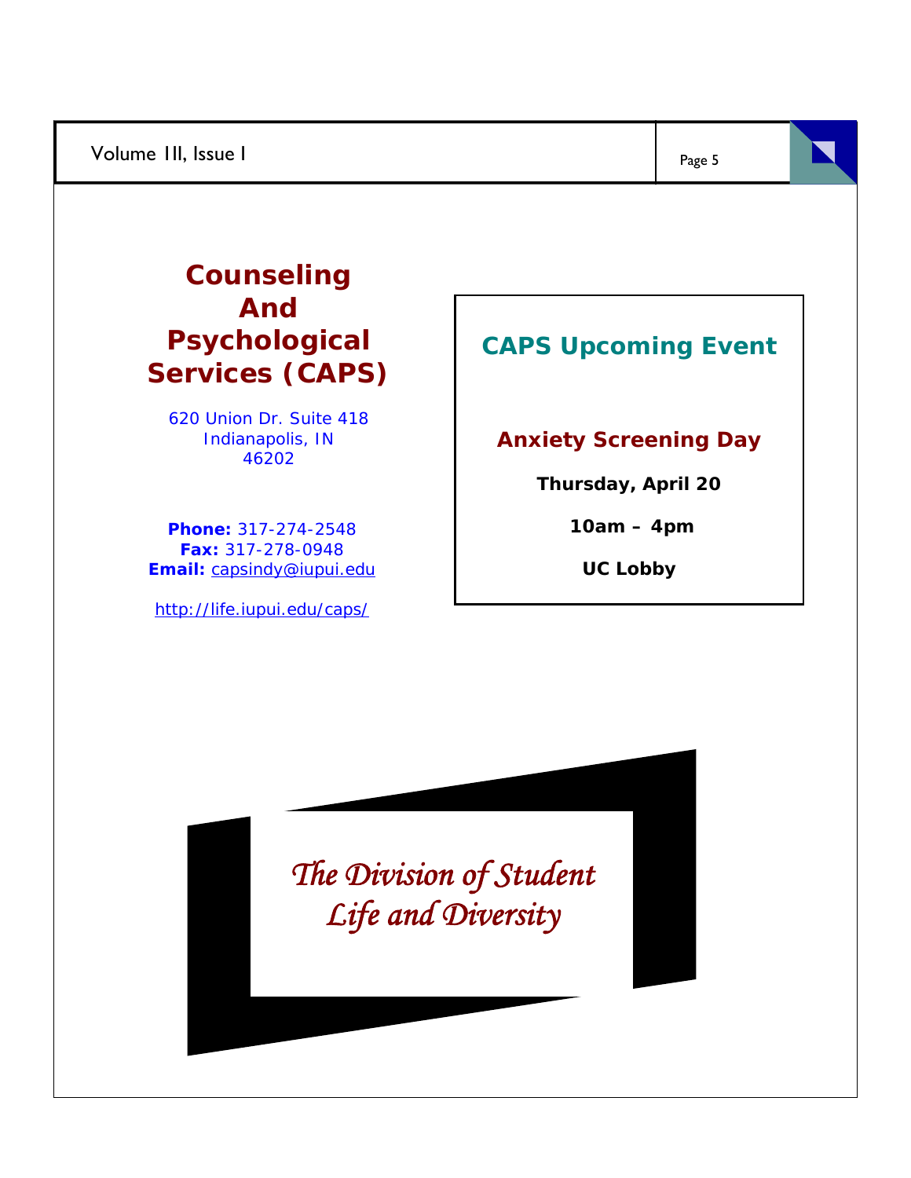## Counseling And Psychological Services (CAPS)

620 Union Dr. Suite 418
Indianapolis, IN
46202

**Phone:** 317-274-2548
**Fax:** 317-278-0948
**Email:** capsindy@iupui.edu

http://life.iupui.edu/caps/

### CAPS Upcoming Event

**Anxiety Screening Day**

**Thursday, April 20**

**10am – 4pm**

**UC Lobby**

*The Division of Student Life and Diversity*